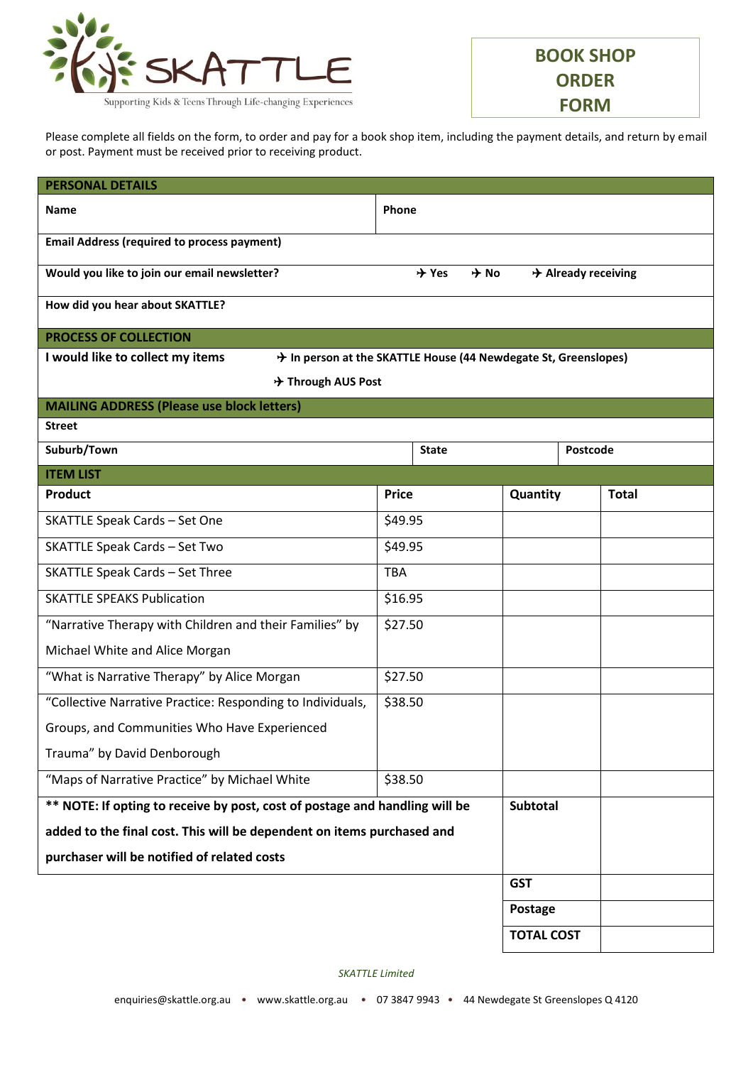SKATTLE

Supporting Kids & Teens Through Life-changing Experiences

# BOOK SHOP ORDER FORM

Please complete all fields on the form, to order and pay for a book shop item, including the payment details, and return by email or post. Payment must be received prior to receiving product.

| **PERSONAL DETAILS** | |
|---|---|
| **Name** | **Phone** |
| **Email Address (required to process payment)** | |
| **Would you like to join our email newsletter?** | ✈ **Yes** ✈ **No** ✈ **Already receiving** |
| **How did you hear about SKATTLE?** | |

| **PROCESS OF COLLECTION** |
|---|
| **I would like to collect my items** ✈ **In person at the SKATTLE House (44 Newdegate St, Greenslopes)** ✈ **Through AUS Post** |

| **MAILING ADDRESS (Please use block letters)** | | |
|---|---|---|
| **Street** | | |
| **Suburb/Town** | **State** | **Postcode** |

| **ITEM LIST** | | | |
|---|---|---|---|
| **Product** | **Price** | **Quantity** | **Total** |
| SKATTLE Speak Cards – Set One | $49.95 | | |
| SKATTLE Speak Cards – Set Two | $49.95 | | |
| SKATTLE Speak Cards – Set Three | TBA | | |
| SKATTLE SPEAKS Publication | $16.95 | | |
| "Narrative Therapy with Children and their Families" by Michael White and Alice Morgan | $27.50 | | |
| "What is Narrative Therapy" by Alice Morgan | $27.50 | | |
| "Collective Narrative Practice: Responding to Individuals, Groups, and Communities Who Have Experienced Trauma" by David Denborough | $38.50 | | |
| "Maps of Narrative Practice" by Michael White | $38.50 | | |
| **** NOTE: If opting to receive by post, cost of postage and handling will be added to the final cost. This will be dependent on items purchased and purchaser will be notified of related costs** | | **Subtotal** | |
| | | **GST** | |
| | | **Postage** | |
| | | **TOTAL COST** | |

*SKATTLE Limited*

enquiries@skattle.org.au • www.skattle.org.au • 07 3847 9943 • 44 Newdegate St Greenslopes Q 4120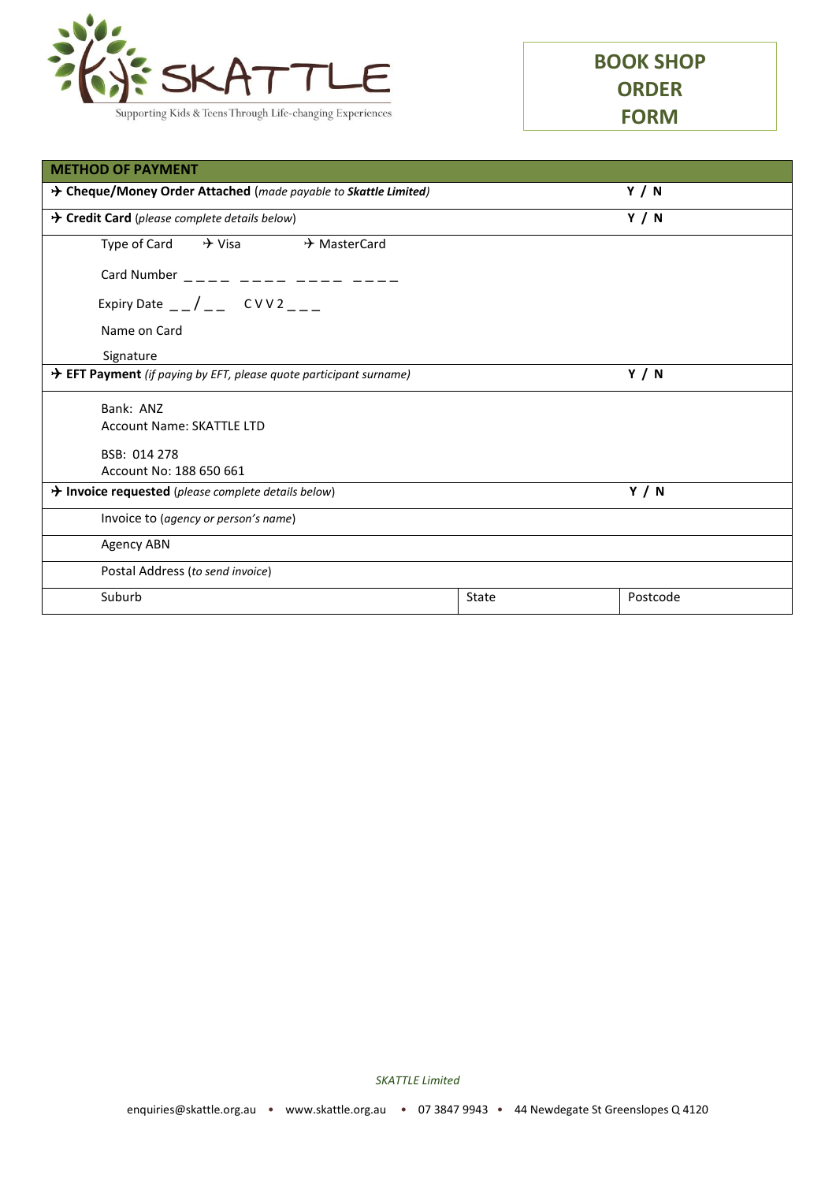SKATTLE

Supporting Kids & Teens Through Life-changing Experiences

**BOOK SHOP ORDER FORM**

| **METHOD OF PAYMENT** | | |
|---|---|---|
| ✈ **Cheque/Money Order Attached** (*made payable to **Skattle Limited***) | | **Y / N** |
| ✈ **Credit Card** (*please complete details below*) | | **Y / N** |
| Type of Card ✈ Visa ✈ MasterCard<br>Card Number _ _ _ _ _ _ _ _ _ _ _ _ _ _ _ _<br>Expiry Date _ _ / _ _ C V V 2 _ _ _<br>Name on Card<br>Signature | | |
| ✈ **EFT Payment** (*if paying by EFT, please quote participant surname)* | | **Y / N** |
| Bank: ANZ<br>Account Name: SKATTLE LTD<br>BSB: 014 278<br>Account No: 188 650 661 | | |
| ✈ **Invoice requested** (*please complete details below*) | | **Y / N** |
| Invoice to (*agency or person's name*) | | |
| Agency ABN | | |
| Postal Address (*to send invoice*) | | |
| Suburb | State | Postcode |

*SKATTLE Limited*

enquiries@skattle.org.au • www.skattle.org.au • 07 3847 9943 • 44 Newdegate St Greenslopes Q 4120